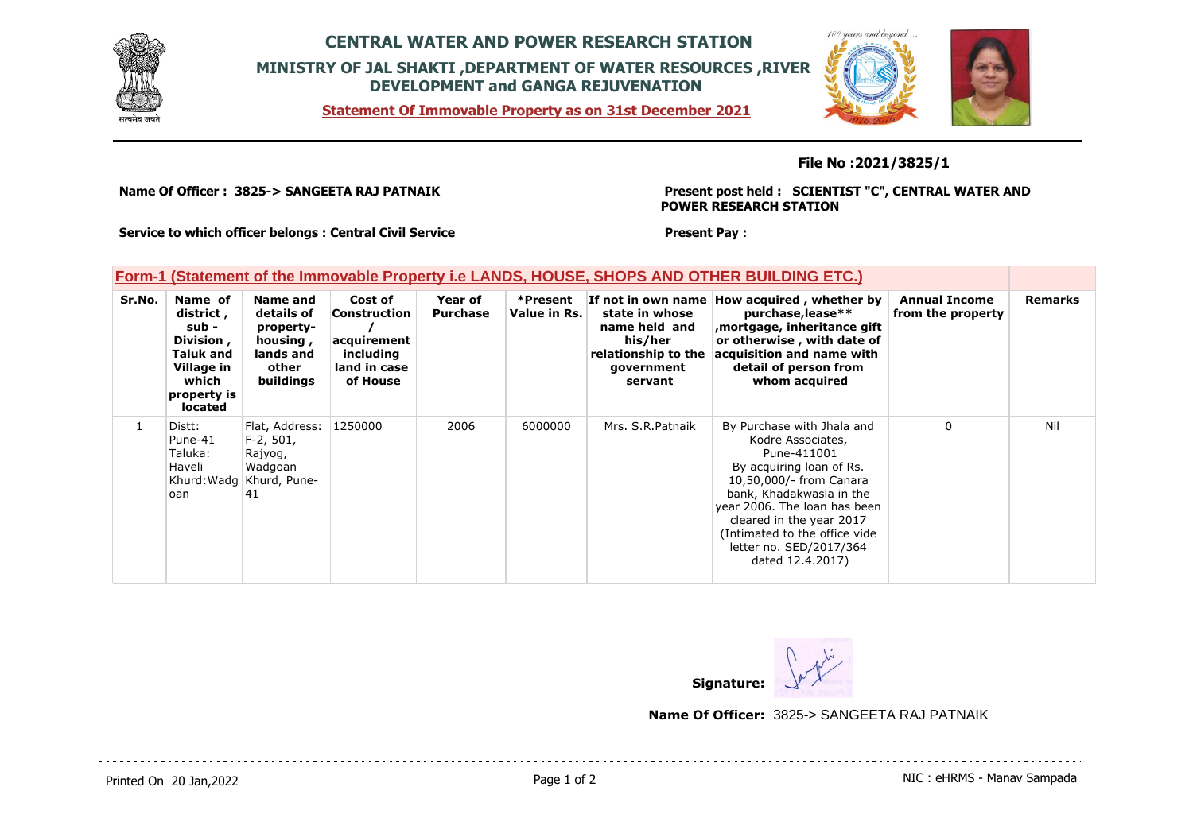# CENTRAL WATER AND POWER RESEARCH STATION

## MINISTRY OF JAL SHAKTI ,DEPARTMENT OF WATER RESOURCES ,RIVER DEVELOPMENT and GANGA REJUVENATION

**Statement Of Immovable Property as on 31st December 2021**

**File No :2021/3825/1**

**Name Of Officer : 3825-> SANGEETA RAJ PATNAIK**

**Present post held : SCIENTIST "C", CENTRAL WATER AND POWER RESEARCH STATION**

**Service to which officer belongs : Central Civil Service**

**Present Pay :**

## Form-1 (Statement of the Immovable Property i.e LANDS, HOUSE, SHOPS AND OTHER BUILDING ETC.)

| Sr.No. | Name of district , sub - Division , Taluk and Village in which property is located | Name and details of property- housing , lands and other buildings | Cost of Construction / acquirement including land in case of House | Year of Purchase | *Present Value in Rs. | If not in own name state in whose name held and his/her relationship to the government servant | How acquired , whether by purchase,lease** ,mortgage, inheritance gift or otherwise , with date of acquisition and name with detail of person from whom acquired | Annual Income from the property | Remarks |
|---|---|---|---|---|---|---|---|---|---|
| 1 | Distt: Pune-41 Taluka: Haveli Khurd:Wadgoan | Flat, Address: F-2, 501, Rajyog, Wadgoan Khurd, Pune-41 | 1250000 | 2006 | 6000000 | Mrs. S.R.Patnaik | By Purchase with Jhala and Kodre Associates, Pune-411001 By acquiring loan of Rs. 10,50,000/- from Canara bank, Khadakwasla in the year 2006. The loan has been cleared in the year 2017 (Intimated to the office vide letter no. SED/2017/364 dated 12.4.2017) | 0 | Nil |

**Signature:**

**Name Of Officer:** 3825-> SANGEETA RAJ PATNAIK

Printed On 20 Jan,2022

NIC : eHRMS - Manav Sampada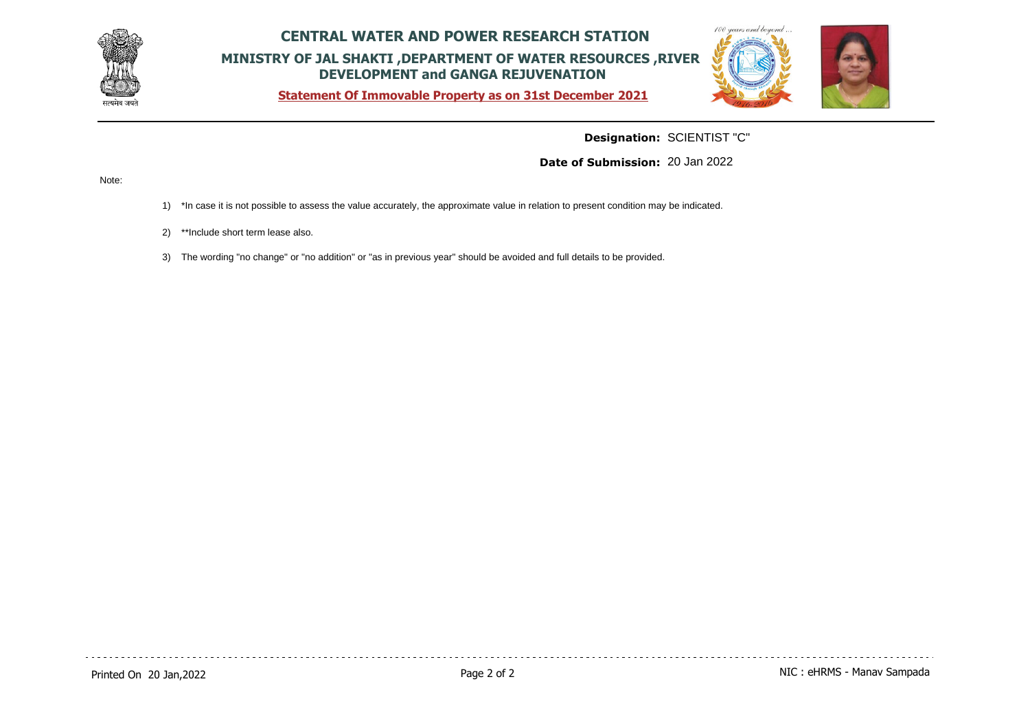# CENTRAL WATER AND POWER RESEARCH STATION

## MINISTRY OF JAL SHAKTI ,DEPARTMENT OF WATER RESOURCES ,RIVER DEVELOPMENT and GANGA REJUVENATION

**Statement Of Immovable Property as on 31st December 2021**

**Designation:** SCIENTIST "C"

**Date of Submission:** 20 Jan 2022

Note:

1) *In case it is not possible to assess the value accurately, the approximate value in relation to present condition may be indicated.

2) **Include short term lease also.

3) The wording "no change" or "no addition" or "as in previous year" should be avoided and full details to be provided.